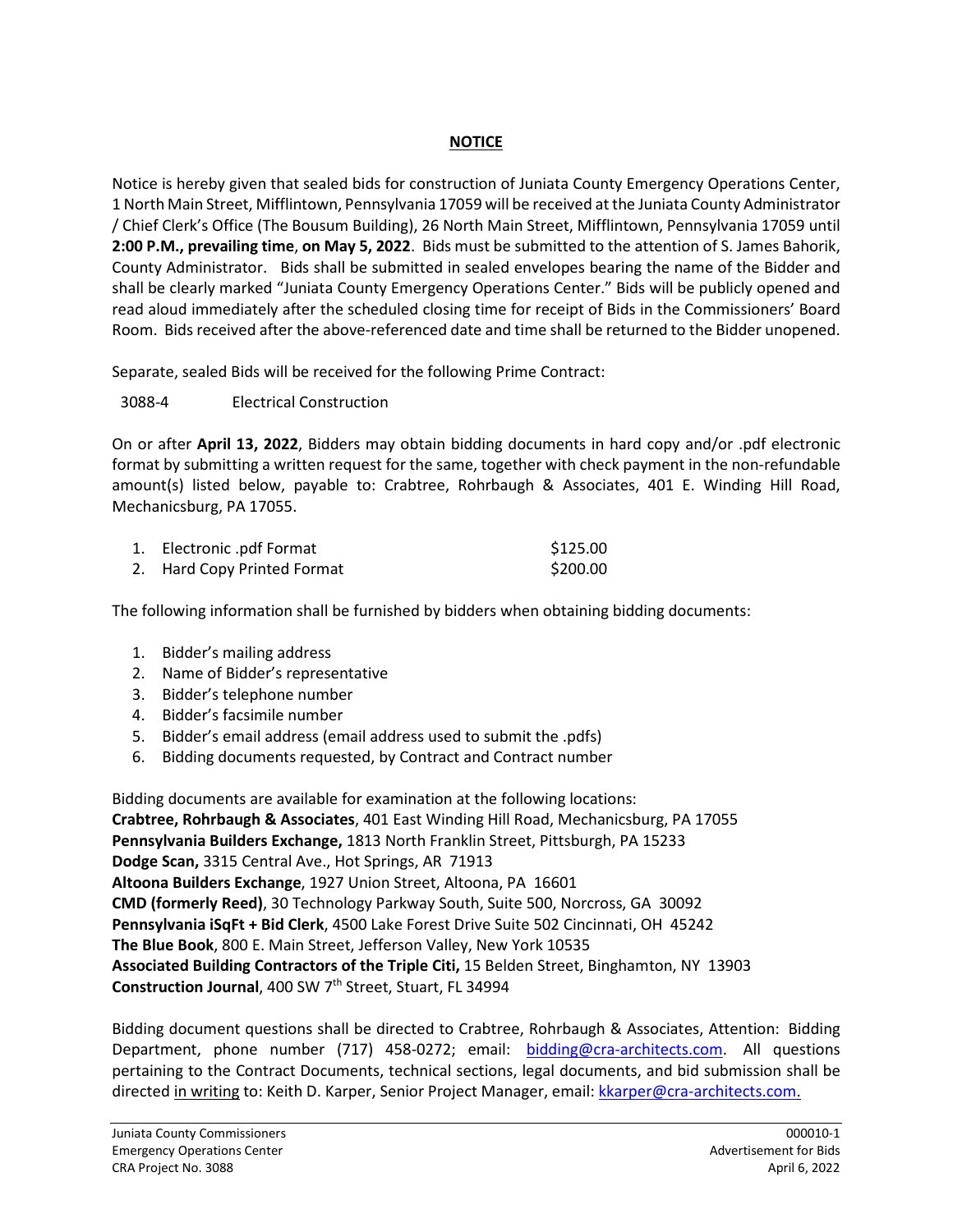## NOTICE

Notice is hereby given that sealed bids for construction of Juniata County Emergency Operations Center, 1 North Main Street, Mifflintown, Pennsylvania 17059 will be received at the Juniata County Administrator / Chief Clerk's Office (The Bousum Building), 26 North Main Street, Mifflintown, Pennsylvania 17059 until **2:00 P.M., prevailing time**, **on May 5, 2022**. Bids must be submitted to the attention of S. James Bahorik, County Administrator. Bids shall be submitted in sealed envelopes bearing the name of the Bidder and shall be clearly marked "Juniata County Emergency Operations Center." Bids will be publicly opened and read aloud immediately after the scheduled closing time for receipt of Bids in the Commissioners' Board Room. Bids received after the above-referenced date and time shall be returned to the Bidder unopened.

Separate, sealed Bids will be received for the following Prime Contract:

3088-4 Electrical Construction

On or after **April 13, 2022**, Bidders may obtain bidding documents in hard copy and/or .pdf electronic format by submitting a written request for the same, together with check payment in the non-refundable amount(s) listed below, payable to: Crabtree, Rohrbaugh & Associates, 401 E. Winding Hill Road, Mechanicsburg, PA 17055.

1. Electronic .pdf Format $125.00
2. Hard Copy Printed Format $200.00

The following information shall be furnished by bidders when obtaining bidding documents:

1. Bidder's mailing address
2. Name of Bidder's representative
3. Bidder's telephone number
4. Bidder's facsimile number
5. Bidder's email address (email address used to submit the .pdfs)
6. Bidding documents requested, by Contract and Contract number

Bidding documents are available for examination at the following locations:
**Crabtree, Rohrbaugh & Associates**, 401 East Winding Hill Road, Mechanicsburg, PA 17055
**Pennsylvania Builders Exchange,** 1813 North Franklin Street, Pittsburgh, PA 15233
**Dodge Scan,** 3315 Central Ave., Hot Springs, AR 71913
**Altoona Builders Exchange**, 1927 Union Street, Altoona, PA 16601
**CMD (formerly Reed)**, 30 Technology Parkway South, Suite 500, Norcross, GA 30092
**Pennsylvania iSqFt + Bid Clerk**, 4500 Lake Forest Drive Suite 502 Cincinnati, OH 45242
**The Blue Book**, 800 E. Main Street, Jefferson Valley, New York 10535
**Associated Building Contractors of the Triple Citi,** 15 Belden Street, Binghamton, NY 13903
**Construction Journal**, 400 SW 7th Street, Stuart, FL 34994

Bidding document questions shall be directed to Crabtree, Rohrbaugh & Associates, Attention: Bidding Department, phone number (717) 458-0272; email: bidding@cra-architects.com. All questions pertaining to the Contract Documents, technical sections, legal documents, and bid submission shall be directed in writing to: Keith D. Karper, Senior Project Manager, email: kkarper@cra-architects.com.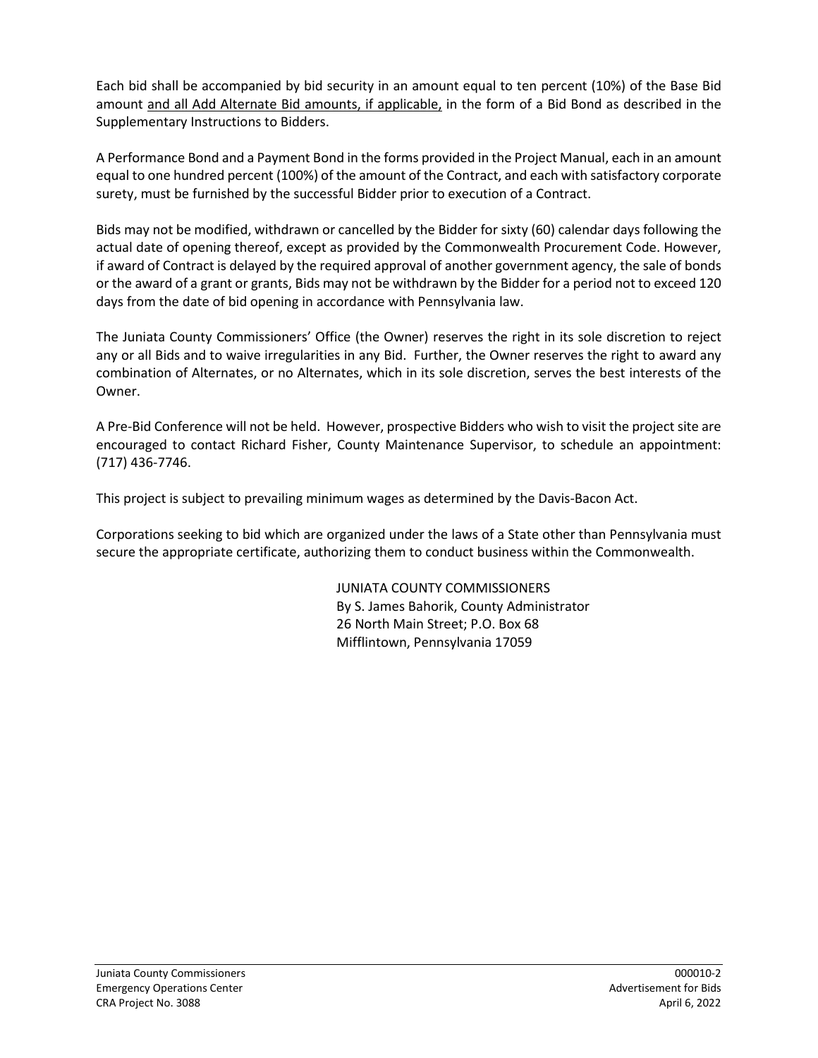Each bid shall be accompanied by bid security in an amount equal to ten percent (10%) of the Base Bid amount and all Add Alternate Bid amounts, if applicable, in the form of a Bid Bond as described in the Supplementary Instructions to Bidders.

A Performance Bond and a Payment Bond in the forms provided in the Project Manual, each in an amount equal to one hundred percent (100%) of the amount of the Contract, and each with satisfactory corporate surety, must be furnished by the successful Bidder prior to execution of a Contract.

Bids may not be modified, withdrawn or cancelled by the Bidder for sixty (60) calendar days following the actual date of opening thereof, except as provided by the Commonwealth Procurement Code. However, if award of Contract is delayed by the required approval of another government agency, the sale of bonds or the award of a grant or grants, Bids may not be withdrawn by the Bidder for a period not to exceed 120 days from the date of bid opening in accordance with Pennsylvania law.

The Juniata County Commissioners' Office (the Owner) reserves the right in its sole discretion to reject any or all Bids and to waive irregularities in any Bid. Further, the Owner reserves the right to award any combination of Alternates, or no Alternates, which in its sole discretion, serves the best interests of the Owner.

A Pre-Bid Conference will not be held. However, prospective Bidders who wish to visit the project site are encouraged to contact Richard Fisher, County Maintenance Supervisor, to schedule an appointment: (717) 436-7746.

This project is subject to prevailing minimum wages as determined by the Davis-Bacon Act.

Corporations seeking to bid which are organized under the laws of a State other than Pennsylvania must secure the appropriate certificate, authorizing them to conduct business within the Commonwealth.

JUNIATA COUNTY COMMISSIONERS
By S. James Bahorik, County Administrator
26 North Main Street; P.O. Box 68
Mifflintown, Pennsylvania 17059